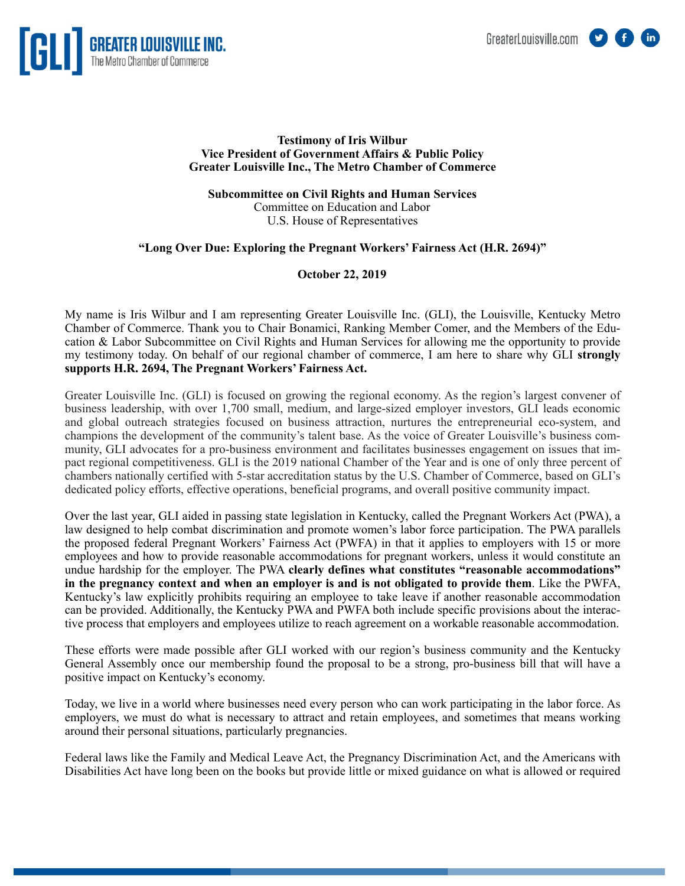**Testimony of Iris Wilbur**
**Vice President of Government Affairs & Public Policy**
**Greater Louisville Inc., The Metro Chamber of Commerce**

**Subcommittee on Civil Rights and Human Services**
Committee on Education and Labor
U.S. House of Representatives

**"Long Over Due: Exploring the Pregnant Workers' Fairness Act (H.R. 2694)"**

**October 22, 2019**

My name is Iris Wilbur and I am representing Greater Louisville Inc. (GLI), the Louisville, Kentucky Metro Chamber of Commerce. Thank you to Chair Bonamici, Ranking Member Comer, and the Members of the Education & Labor Subcommittee on Civil Rights and Human Services for allowing me the opportunity to provide my testimony today. On behalf of our regional chamber of commerce, I am here to share why GLI **strongly supports H.R. 2694, The Pregnant Workers' Fairness Act.**

Greater Louisville Inc. (GLI) is focused on growing the regional economy. As the region's largest convener of business leadership, with over 1,700 small, medium, and large-sized employer investors, GLI leads economic and global outreach strategies focused on business attraction, nurtures the entrepreneurial eco-system, and champions the development of the community's talent base. As the voice of Greater Louisville's business community, GLI advocates for a pro-business environment and facilitates businesses engagement on issues that impact regional competitiveness. GLI is the 2019 national Chamber of the Year and is one of only three percent of chambers nationally certified with 5-star accreditation status by the U.S. Chamber of Commerce, based on GLI's dedicated policy efforts, effective operations, beneficial programs, and overall positive community impact.

Over the last year, GLI aided in passing state legislation in Kentucky, called the Pregnant Workers Act (PWA), a law designed to help combat discrimination and promote women's labor force participation. The PWA parallels the proposed federal Pregnant Workers' Fairness Act (PWFA) in that it applies to employers with 15 or more employees and how to provide reasonable accommodations for pregnant workers, unless it would constitute an undue hardship for the employer. The PWA **clearly defines what constitutes "reasonable accommodations" in the pregnancy context and when an employer is and is not obligated to provide them**. Like the PWFA, Kentucky's law explicitly prohibits requiring an employee to take leave if another reasonable accommodation can be provided. Additionally, the Kentucky PWA and PWFA both include specific provisions about the interactive process that employers and employees utilize to reach agreement on a workable reasonable accommodation.

These efforts were made possible after GLI worked with our region's business community and the Kentucky General Assembly once our membership found the proposal to be a strong, pro-business bill that will have a positive impact on Kentucky's economy.

Today, we live in a world where businesses need every person who can work participating in the labor force. As employers, we must do what is necessary to attract and retain employees, and sometimes that means working around their personal situations, particularly pregnancies.

Federal laws like the Family and Medical Leave Act, the Pregnancy Discrimination Act, and the Americans with Disabilities Act have long been on the books but provide little or mixed guidance on what is allowed or required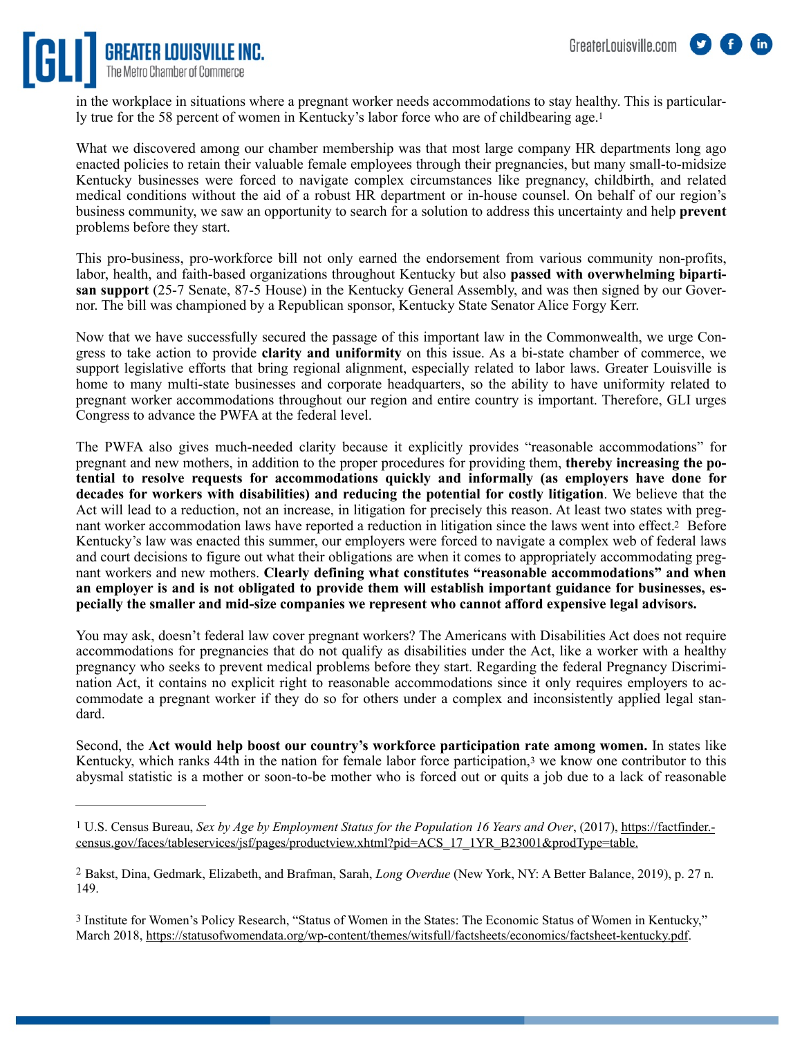in the workplace in situations where a pregnant worker needs accommodations to stay healthy. This is particularly true for the 58 percent of women in Kentucky's labor force who are of childbearing age.[1]

What we discovered among our chamber membership was that most large company HR departments long ago enacted policies to retain their valuable female employees through their pregnancies, but many small-to-midsize Kentucky businesses were forced to navigate complex circumstances like pregnancy, childbirth, and related medical conditions without the aid of a robust HR department or in-house counsel. On behalf of our region's business community, we saw an opportunity to search for a solution to address this uncertainty and help **prevent** problems before they start.

This pro-business, pro-workforce bill not only earned the endorsement from various community non-profits, labor, health, and faith-based organizations throughout Kentucky but also **passed with overwhelming bipartisan support** (25-7 Senate, 87-5 House) in the Kentucky General Assembly, and was then signed by our Governor. The bill was championed by a Republican sponsor, Kentucky State Senator Alice Forgy Kerr.

Now that we have successfully secured the passage of this important law in the Commonwealth, we urge Congress to take action to provide **clarity and uniformity** on this issue. As a bi-state chamber of commerce, we support legislative efforts that bring regional alignment, especially related to labor laws. Greater Louisville is home to many multi-state businesses and corporate headquarters, so the ability to have uniformity related to pregnant worker accommodations throughout our region and entire country is important. Therefore, GLI urges Congress to advance the PWFA at the federal level.

The PWFA also gives much-needed clarity because it explicitly provides "reasonable accommodations" for pregnant and new mothers, in addition to the proper procedures for providing them, **thereby increasing the potential to resolve requests for accommodations quickly and informally (as employers have done for decades for workers with disabilities) and reducing the potential for costly litigation**. We believe that the Act will lead to a reduction, not an increase, in litigation for precisely this reason. At least two states with pregnant worker accommodation laws have reported a reduction in litigation since the laws went into effect.[2] Before Kentucky's law was enacted this summer, our employers were forced to navigate a complex web of federal laws and court decisions to figure out what their obligations are when it comes to appropriately accommodating pregnant workers and new mothers. **Clearly defining what constitutes "reasonable accommodations" and when an employer is and is not obligated to provide them will establish important guidance for businesses, especially the smaller and mid-size companies we represent who cannot afford expensive legal advisors.**

You may ask, doesn't federal law cover pregnant workers? The Americans with Disabilities Act does not require accommodations for pregnancies that do not qualify as disabilities under the Act, like a worker with a healthy pregnancy who seeks to prevent medical problems before they start. Regarding the federal Pregnancy Discrimination Act, it contains no explicit right to reasonable accommodations since it only requires employers to accommodate a pregnant worker if they do so for others under a complex and inconsistently applied legal standard.

Second, the **Act would help boost our country's workforce participation rate among women.** In states like Kentucky, which ranks 44th in the nation for female labor force participation,[3] we know one contributor to this abysmal statistic is a mother or soon-to-be mother who is forced out or quits a job due to a lack of reasonable

---

[1] U.S. Census Bureau, *Sex by Age by Employment Status for the Population 16 Years and Over*, (2017), https://factfinder.census.gov/faces/tableservices/jsf/pages/productview.xhtml?pid=ACS_17_1YR_B23001&prodType=table.

[2] Bakst, Dina, Gedmark, Elizabeth, and Brafman, Sarah, *Long Overdue* (New York, NY: A Better Balance, 2019), p. 27 n. 149.

[3] Institute for Women's Policy Research, "Status of Women in the States: The Economic Status of Women in Kentucky," March 2018, https://statusofwomendata.org/wp-content/themes/witsfull/factsheets/economics/factsheet-kentucky.pdf.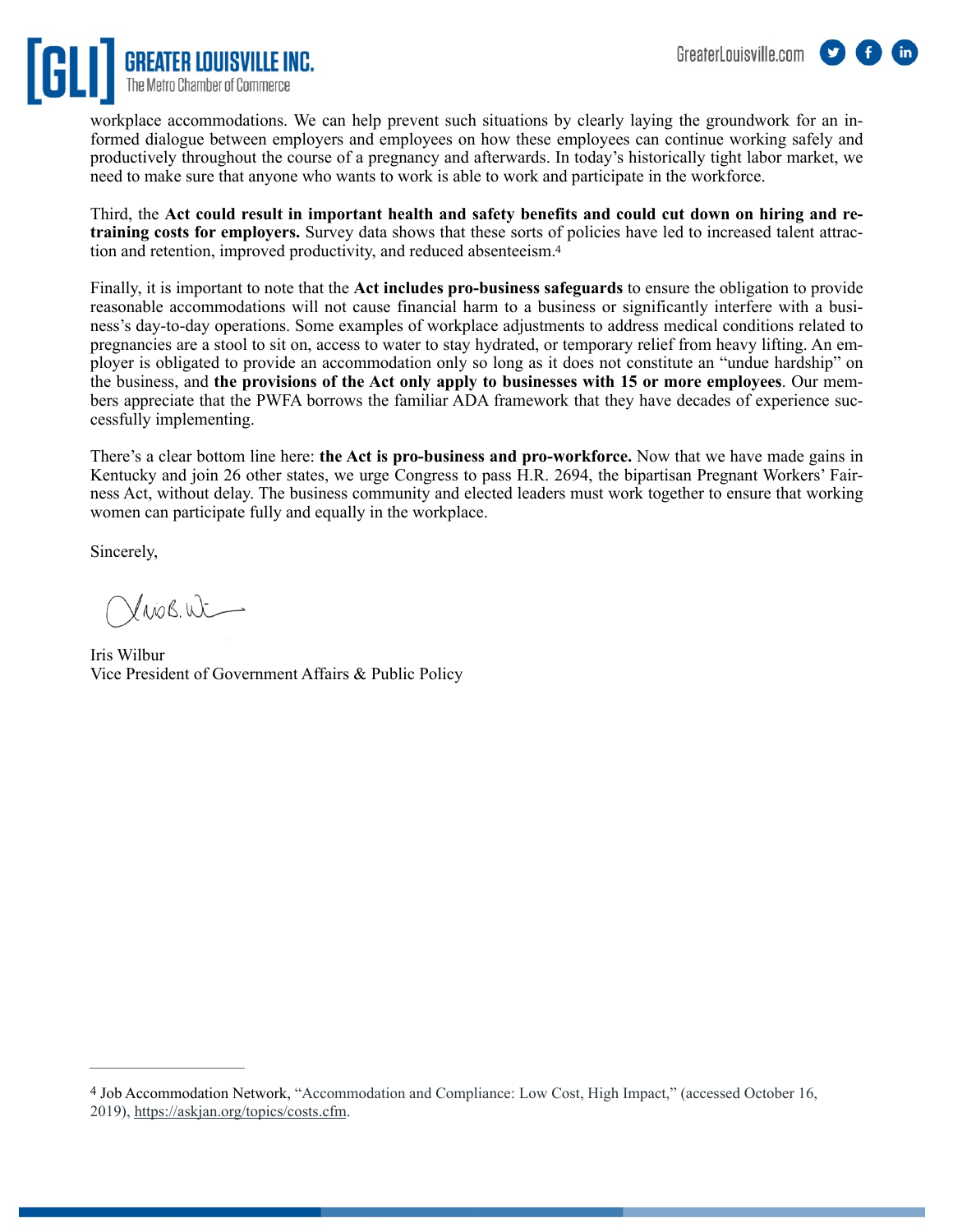workplace accommodations. We can help prevent such situations by clearly laying the groundwork for an informed dialogue between employers and employees on how these employees can continue working safely and productively throughout the course of a pregnancy and afterwards. In today's historically tight labor market, we need to make sure that anyone who wants to work is able to work and participate in the workforce.

Third, the **Act could result in important health and safety benefits and could cut down on hiring and retraining costs for employers.** Survey data shows that these sorts of policies have led to increased talent attraction and retention, improved productivity, and reduced absenteeism.[4]

Finally, it is important to note that the **Act includes pro-business safeguards** to ensure the obligation to provide reasonable accommodations will not cause financial harm to a business or significantly interfere with a business's day-to-day operations. Some examples of workplace adjustments to address medical conditions related to pregnancies are a stool to sit on, access to water to stay hydrated, or temporary relief from heavy lifting. An employer is obligated to provide an accommodation only so long as it does not constitute an "undue hardship" on the business, and **the provisions of the Act only apply to businesses with 15 or more employees**. Our members appreciate that the PWFA borrows the familiar ADA framework that they have decades of experience successfully implementing.

There's a clear bottom line here: **the Act is pro-business and pro-workforce.** Now that we have made gains in Kentucky and join 26 other states, we urge Congress to pass H.R. 2694, the bipartisan Pregnant Workers' Fairness Act, without delay. The business community and elected leaders must work together to ensure that working women can participate fully and equally in the workplace.

Sincerely,

Iris Wilbur
Vice President of Government Affairs & Public Policy

---

[4] Job Accommodation Network, "Accommodation and Compliance: Low Cost, High Impact," (accessed October 16, 2019), https://askjan.org/topics/costs.cfm.